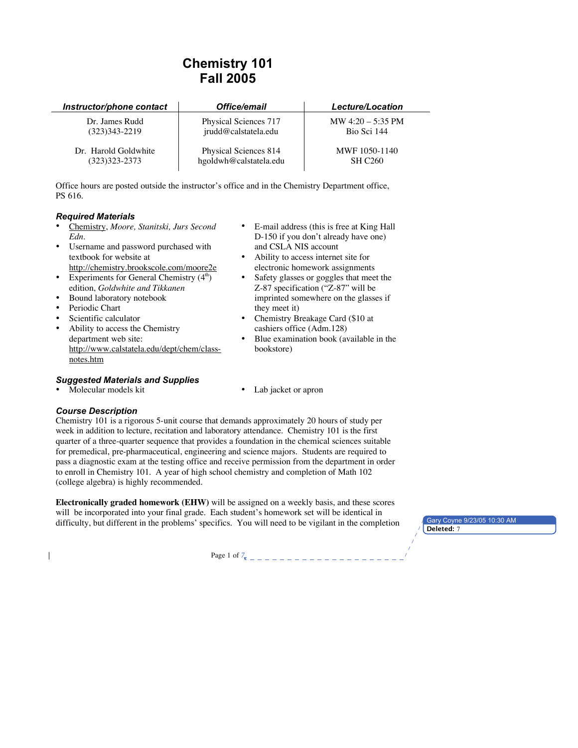# Chemistry 101
# Fall 2005

| *Instructor/phone contact* | *Office/email* | *Lecture/Location* |
|---|---|---|
| Dr. James Rudd<br>(323)343-2219 | Physical Sciences 717<br>jrudd@calstatela.edu | MW 4:20 – 5:35 PM<br>Bio Sci 144 |
| Dr. Harold Goldwhite<br>(323)323-2373 | Physical Sciences 814<br>hgoldwh@calstatela.edu | MWF 1050-1140<br>SH C260 |

Office hours are posted outside the instructor's office and in the Chemistry Department office, PS 616.

### *Required Materials*

- Chemistry, *Moore, Stanitski, Jurs Second Edn.*
- Username and password purchased with textbook for website at http://chemistry.brookscole.com/moore2e
- Experiments for General Chemistry (4th) edition, *Goldwhite and Tikkanen*
- Bound laboratory notebook
- Periodic Chart
- Scientific calculator
- Ability to access the Chemistry department web site: http://www.calstatela.edu/dept/chem/class-notes.htm
- E-mail address (this is free at King Hall D-150 if you don't already have one) and CSLA NIS account
- Ability to access internet site for electronic homework assignments
- Safety glasses or goggles that meet the Z-87 specification ("Z-87" will be imprinted somewhere on the glasses if they meet it)
- Chemistry Breakage Card ($10 at cashiers office (Adm.128)
- Blue examination book (available in the bookstore)

### *Suggested Materials and Supplies*

- Molecular models kit
- Lab jacket or apron

### *Course Description*

Chemistry 101 is a rigorous 5-unit course that demands approximately 20 hours of study per week in addition to lecture, recitation and laboratory attendance. Chemistry 101 is the first quarter of a three-quarter sequence that provides a foundation in the chemical sciences suitable for premedical, pre-pharmaceutical, engineering and science majors. Students are required to pass a diagnostic exam at the testing office and receive permission from the department in order to enroll in Chemistry 101. A year of high school chemistry and completion of Math 102 (college algebra) is highly recommended.

**Electronically graded homework (EHW)** will be assigned on a weekly basis, and these scores will be incorporated into your final grade. Each student's homework set will be identical in difficulty, but different in the problems' specifics. You will need to be vigilant in the completion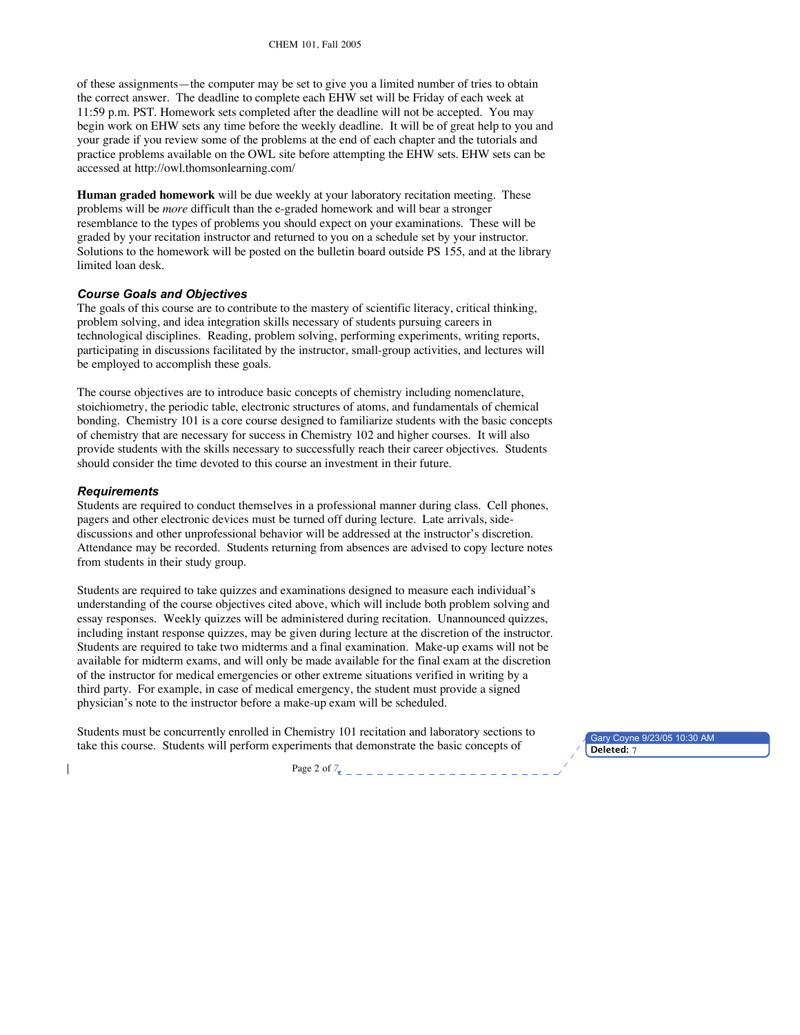of these assignments—the computer may be set to give you a limited number of tries to obtain the correct answer. The deadline to complete each EHW set will be Friday of each week at 11:59 p.m. PST. Homework sets completed after the deadline will not be accepted. You may begin work on EHW sets any time before the weekly deadline. It will be of great help to you and your grade if you review some of the problems at the end of each chapter and the tutorials and practice problems available on the OWL site before attempting the EHW sets. EHW sets can be accessed at http://owl.thomsonlearning.com/

**Human graded homework** will be due weekly at your laboratory recitation meeting. These problems will be *more* difficult than the e-graded homework and will bear a stronger resemblance to the types of problems you should expect on your examinations. These will be graded by your recitation instructor and returned to you on a schedule set by your instructor. Solutions to the homework will be posted on the bulletin board outside PS 155, and at the library limited loan desk.

### *Course Goals and Objectives*

The goals of this course are to contribute to the mastery of scientific literacy, critical thinking, problem solving, and idea integration skills necessary of students pursuing careers in technological disciplines. Reading, problem solving, performing experiments, writing reports, participating in discussions facilitated by the instructor, small-group activities, and lectures will be employed to accomplish these goals.

The course objectives are to introduce basic concepts of chemistry including nomenclature, stoichiometry, the periodic table, electronic structures of atoms, and fundamentals of chemical bonding. Chemistry 101 is a core course designed to familiarize students with the basic concepts of chemistry that are necessary for success in Chemistry 102 and higher courses. It will also provide students with the skills necessary to successfully reach their career objectives. Students should consider the time devoted to this course an investment in their future.

### *Requirements*

Students are required to conduct themselves in a professional manner during class. Cell phones, pagers and other electronic devices must be turned off during lecture. Late arrivals, side-discussions and other unprofessional behavior will be addressed at the instructor's discretion. Attendance may be recorded. Students returning from absences are advised to copy lecture notes from students in their study group.

Students are required to take quizzes and examinations designed to measure each individual's understanding of the course objectives cited above, which will include both problem solving and essay responses. Weekly quizzes will be administered during recitation. Unannounced quizzes, including instant response quizzes, may be given during lecture at the discretion of the instructor. Students are required to take two midterms and a final examination. Make-up exams will not be available for midterm exams, and will only be made available for the final exam at the discretion of the instructor for medical emergencies or other extreme situations verified in writing by a third party. For example, in case of medical emergency, the student must provide a signed physician's note to the instructor before a make-up exam will be scheduled.

Students must be concurrently enrolled in Chemistry 101 recitation and laboratory sections to take this course. Students will perform experiments that demonstrate the basic concepts of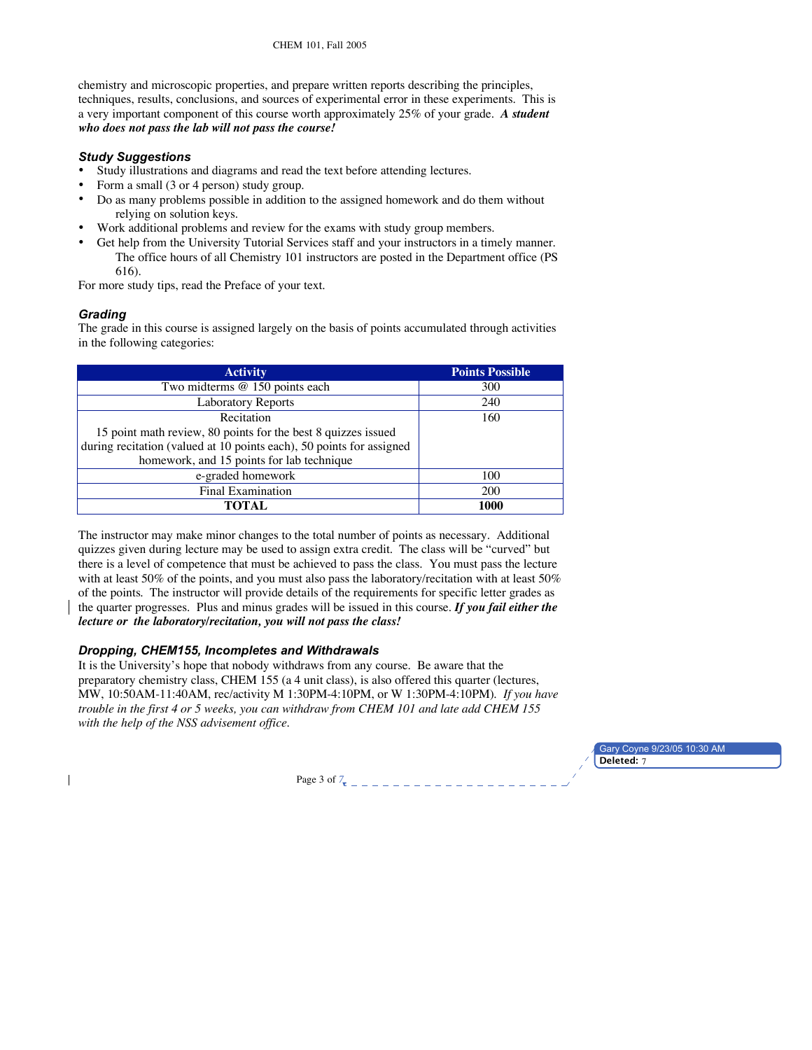chemistry and microscopic properties, and prepare written reports describing the principles, techniques, results, conclusions, and sources of experimental error in these experiments. This is a very important component of this course worth approximately 25% of your grade. ***A student who does not pass the lab will not pass the course!***

### *Study Suggestions*

- Study illustrations and diagrams and read the text before attending lectures.
- Form a small (3 or 4 person) study group.
- Do as many problems possible in addition to the assigned homework and do them without relying on solution keys.
- Work additional problems and review for the exams with study group members.
- Get help from the University Tutorial Services staff and your instructors in a timely manner. The office hours of all Chemistry 101 instructors are posted in the Department office (PS 616).

For more study tips, read the Preface of your text.

### *Grading*

The grade in this course is assigned largely on the basis of points accumulated through activities in the following categories:

| Activity | Points Possible |
| --- | --- |
| Two midterms @ 150 points each | 300 |
| Laboratory Reports | 240 |
| Recitation<br>15 point math review, 80 points for the best 8 quizzes issued during recitation (valued at 10 points each), 50 points for assigned homework, and 15 points for lab technique | 160 |
| e-graded homework | 100 |
| Final Examination | 200 |
| **TOTAL** | **1000** |

The instructor may make minor changes to the total number of points as necessary. Additional quizzes given during lecture may be used to assign extra credit. The class will be "curved" but there is a level of competence that must be achieved to pass the class. You must pass the lecture with at least 50% of the points, and you must also pass the laboratory/recitation with at least 50% of the points. The instructor will provide details of the requirements for specific letter grades as the quarter progresses. Plus and minus grades will be issued in this course. ***If you fail either the lecture or the laboratory/recitation, you will not pass the class!***

### *Dropping, CHEM155, Incompletes and Withdrawals*

It is the University's hope that nobody withdraws from any course. Be aware that the preparatory chemistry class, CHEM 155 (a 4 unit class), is also offered this quarter (lectures, MW, 10:50AM-11:40AM, rec/activity M 1:30PM-4:10PM, or W 1:30PM-4:10PM). *If you have trouble in the first 4 or 5 weeks, you can withdraw from CHEM 101 and late add CHEM 155 with the help of the NSS advisement office.*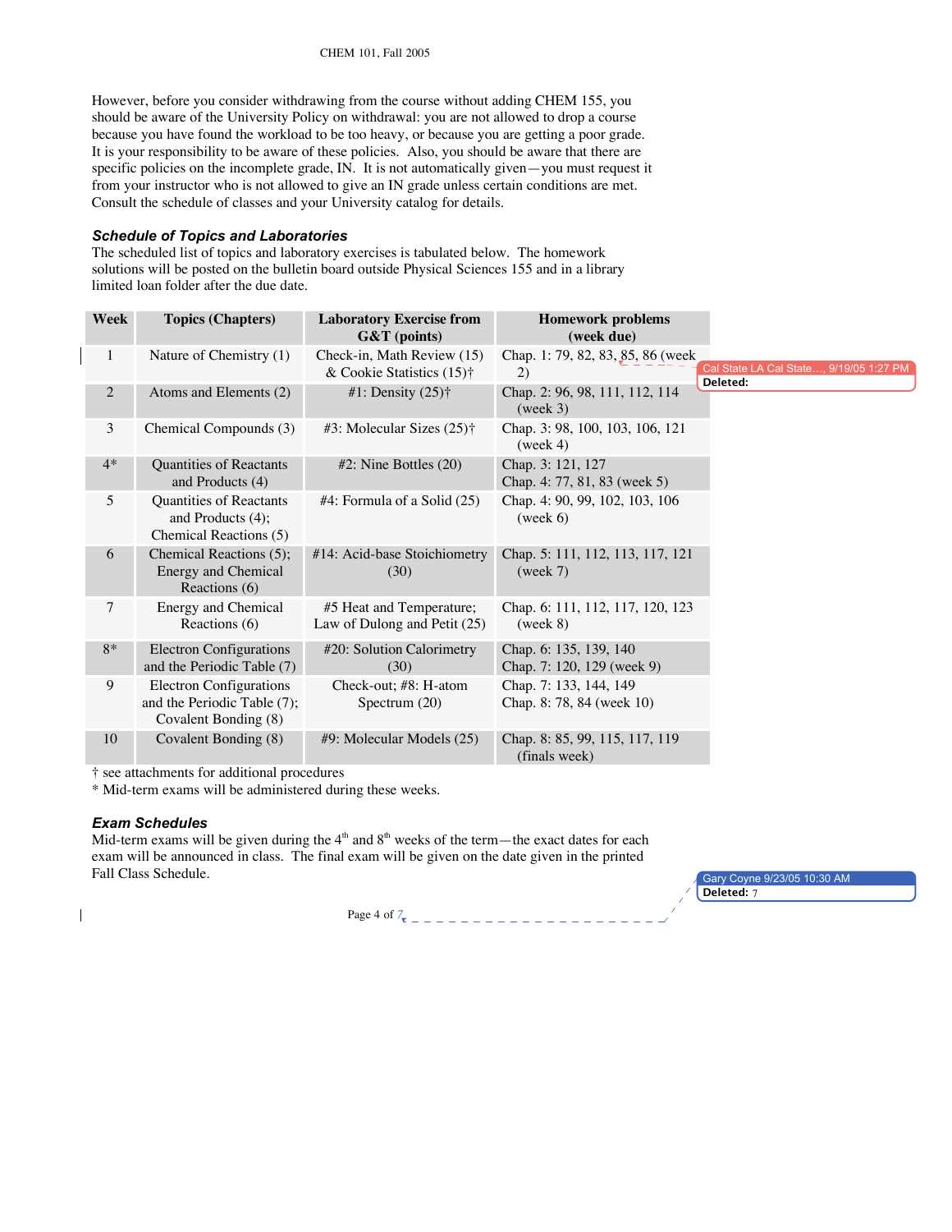However, before you consider withdrawing from the course without adding CHEM 155, you should be aware of the University Policy on withdrawal: you are not allowed to drop a course because you have found the workload to be too heavy, or because you are getting a poor grade. It is your responsibility to be aware of these policies. Also, you should be aware that there are specific policies on the incomplete grade, IN. It is not automatically given—you must request it from your instructor who is not allowed to give an IN grade unless certain conditions are met. Consult the schedule of classes and your University catalog for details.

### *Schedule of Topics and Laboratories*

The scheduled list of topics and laboratory exercises is tabulated below. The homework solutions will be posted on the bulletin board outside Physical Sciences 155 and in a library limited loan folder after the due date.

| Week | Topics (Chapters) | Laboratory Exercise from G&T (points) | Homework problems (week due) |
|---|---|---|---|
| 1 | Nature of Chemistry (1) | Check-in, Math Review (15) & Cookie Statistics (15)† | Chap. 1: 79, 82, 83, 85, 86 (week 2) |
| 2 | Atoms and Elements (2) | #1: Density (25)† | Chap. 2: 96, 98, 111, 112, 114 (week 3) |
| 3 | Chemical Compounds (3) | #3: Molecular Sizes (25)† | Chap. 3: 98, 100, 103, 106, 121 (week 4) |
| 4* | Quantities of Reactants and Products (4) | #2: Nine Bottles (20) | Chap. 3: 121, 127<br>Chap. 4: 77, 81, 83 (week 5) |
| 5 | Quantities of Reactants and Products (4); Chemical Reactions (5) | #4: Formula of a Solid (25) | Chap. 4: 90, 99, 102, 103, 106 (week 6) |
| 6 | Chemical Reactions (5); Energy and Chemical Reactions (6) | #14: Acid-base Stoichiometry (30) | Chap. 5: 111, 112, 113, 117, 121 (week 7) |
| 7 | Energy and Chemical Reactions (6) | #5 Heat and Temperature; Law of Dulong and Petit (25) | Chap. 6: 111, 112, 117, 120, 123 (week 8) |
| 8* | Electron Configurations and the Periodic Table (7) | #20: Solution Calorimetry (30) | Chap. 6: 135, 139, 140<br>Chap. 7: 120, 129 (week 9) |
| 9 | Electron Configurations and the Periodic Table (7); Covalent Bonding (8) | Check-out; #8: H-atom Spectrum (20) | Chap. 7: 133, 144, 149<br>Chap. 8: 78, 84 (week 10) |
| 10 | Covalent Bonding (8) | #9: Molecular Models (25) | Chap. 8: 85, 99, 115, 117, 119 (finals week) |

† see attachments for additional procedures
* Mid-term exams will be administered during these weeks.

### *Exam Schedules*

Mid-term exams will be given during the 4[th] and 8[th] weeks of the term—the exact dates for each exam will be announced in class. The final exam will be given on the date given in the printed Fall Class Schedule.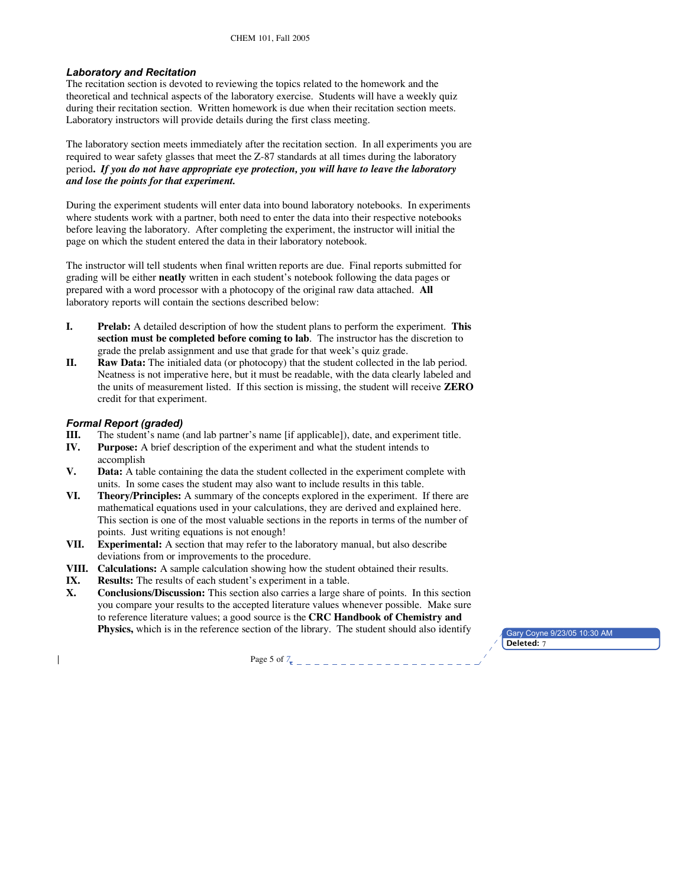### *Laboratory and Recitation*

The recitation section is devoted to reviewing the topics related to the homework and the theoretical and technical aspects of the laboratory exercise. Students will have a weekly quiz during their recitation section. Written homework is due when their recitation section meets. Laboratory instructors will provide details during the first class meeting.

The laboratory section meets immediately after the recitation section. In all experiments you are required to wear safety glasses that meet the Z-87 standards at all times during the laboratory period**.** ***If you do not have appropriate eye protection, you will have to leave the laboratory and lose the points for that experiment.***

During the experiment students will enter data into bound laboratory notebooks. In experiments where students work with a partner, both need to enter the data into their respective notebooks before leaving the laboratory. After completing the experiment, the instructor will initial the page on which the student entered the data in their laboratory notebook.

The instructor will tell students when final written reports are due. Final reports submitted for grading will be either **neatly** written in each student's notebook following the data pages or prepared with a word processor with a photocopy of the original raw data attached. **All** laboratory reports will contain the sections described below:

- **I.** **Prelab:** A detailed description of how the student plans to perform the experiment. **This section must be completed before coming to lab**. The instructor has the discretion to grade the prelab assignment and use that grade for that week's quiz grade.
- **II.** **Raw Data:** The initialed data (or photocopy) that the student collected in the lab period. Neatness is not imperative here, but it must be readable, with the data clearly labeled and the units of measurement listed. If this section is missing, the student will receive **ZERO** credit for that experiment.

### *Formal Report (graded)*

- **III.** The student's name (and lab partner's name [if applicable]), date, and experiment title.
- **IV.** **Purpose:** A brief description of the experiment and what the student intends to accomplish
- **V.** **Data:** A table containing the data the student collected in the experiment complete with units. In some cases the student may also want to include results in this table.
- **VI.** **Theory/Principles:** A summary of the concepts explored in the experiment. If there are mathematical equations used in your calculations, they are derived and explained here. This section is one of the most valuable sections in the reports in terms of the number of points. Just writing equations is not enough!
- **VII.** **Experimental:** A section that may refer to the laboratory manual, but also describe deviations from or improvements to the procedure.
- **VIII.** **Calculations:** A sample calculation showing how the student obtained their results.
- **IX.** **Results:** The results of each student's experiment in a table.
- **X.** **Conclusions/Discussion:** This section also carries a large share of points. In this section you compare your results to the accepted literature values whenever possible. Make sure to reference literature values; a good source is the **CRC Handbook of Chemistry and Physics,** which is in the reference section of the library. The student should also identify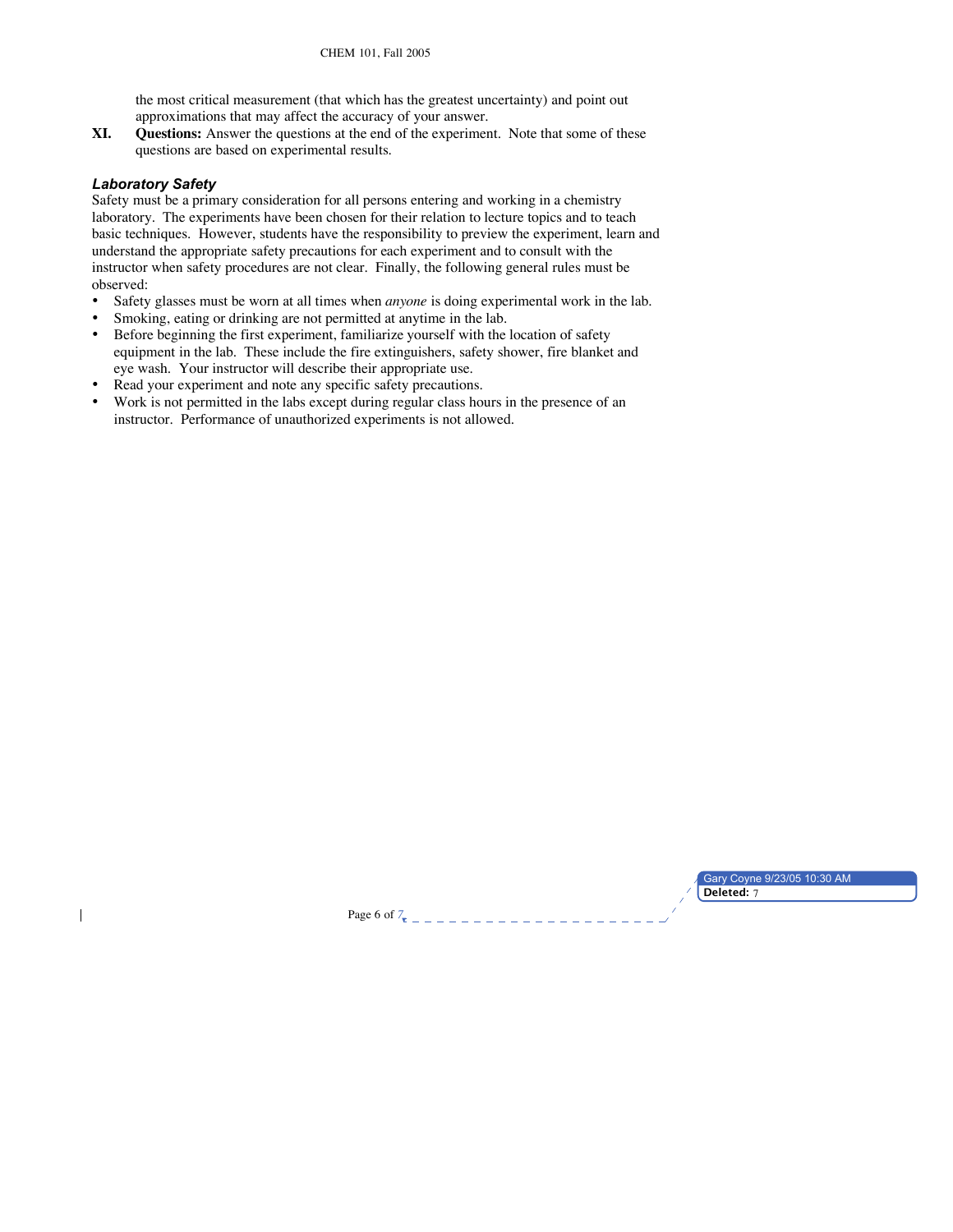the most critical measurement (that which has the greatest uncertainty) and point out approximations that may affect the accuracy of your answer.

**XI. Questions:** Answer the questions at the end of the experiment. Note that some of these questions are based on experimental results.

### *Laboratory Safety*

Safety must be a primary consideration for all persons entering and working in a chemistry laboratory. The experiments have been chosen for their relation to lecture topics and to teach basic techniques. However, students have the responsibility to preview the experiment, learn and understand the appropriate safety precautions for each experiment and to consult with the instructor when safety procedures are not clear. Finally, the following general rules must be observed:

- Safety glasses must be worn at all times when *anyone* is doing experimental work in the lab.
- Smoking, eating or drinking are not permitted at anytime in the lab.
- Before beginning the first experiment, familiarize yourself with the location of safety equipment in the lab. These include the fire extinguishers, safety shower, fire blanket and eye wash. Your instructor will describe their appropriate use.
- Read your experiment and note any specific safety precautions.
- Work is not permitted in the labs except during regular class hours in the presence of an instructor. Performance of unauthorized experiments is not allowed.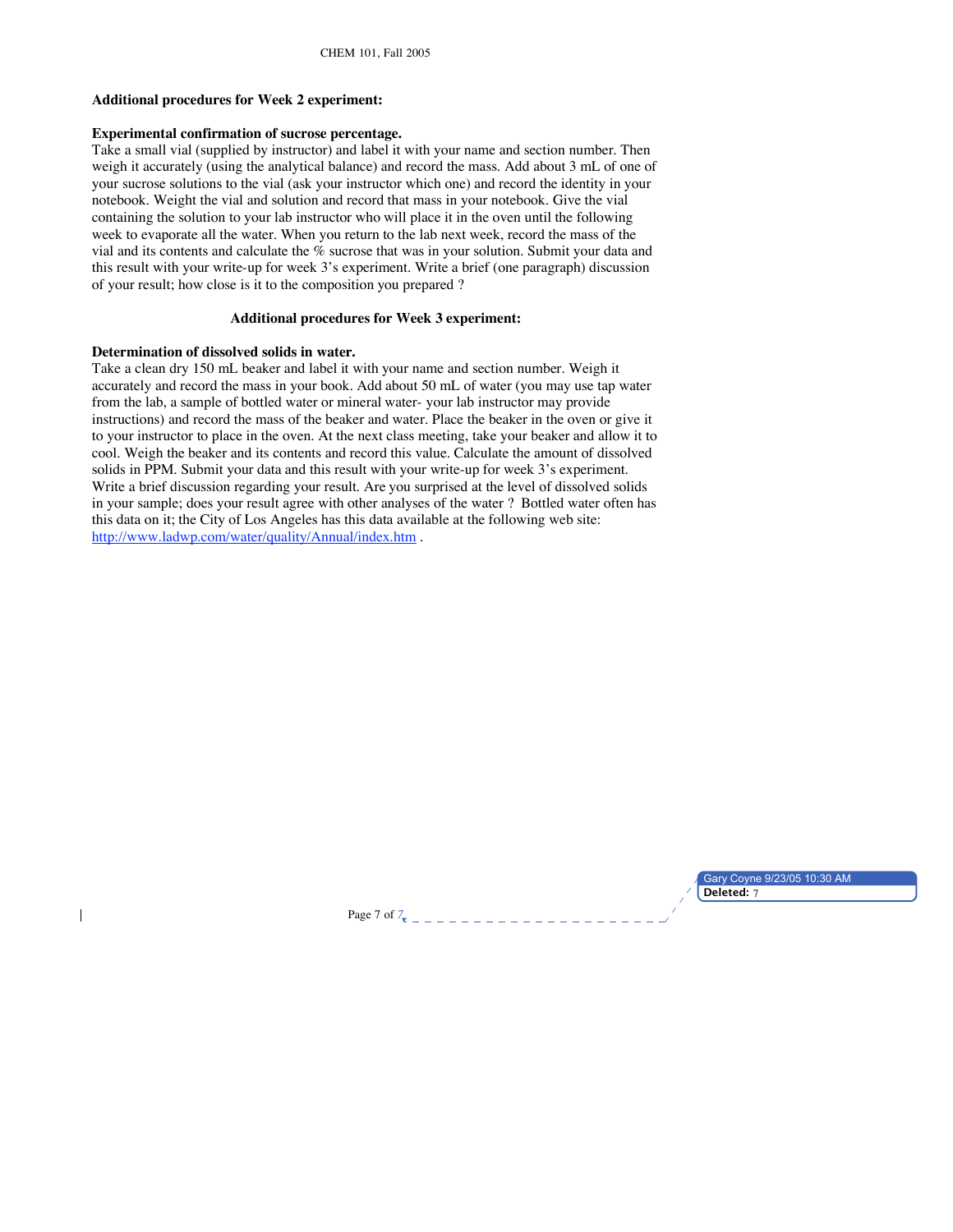## Additional procedures for Week 2 experiment:

**Experimental confirmation of sucrose percentage.**
Take a small vial (supplied by instructor) and label it with your name and section number. Then weigh it accurately (using the analytical balance) and record the mass. Add about 3 mL of one of your sucrose solutions to the vial (ask your instructor which one) and record the identity in your notebook. Weight the vial and solution and record that mass in your notebook. Give the vial containing the solution to your lab instructor who will place it in the oven until the following week to evaporate all the water. When you return to the lab next week, record the mass of the vial and its contents and calculate the % sucrose that was in your solution. Submit your data and this result with your write-up for week 3's experiment. Write a brief (one paragraph) discussion of your result; how close is it to the composition you prepared ?

## Additional procedures for Week 3 experiment:

**Determination of dissolved solids in water.**
Take a clean dry 150 mL beaker and label it with your name and section number. Weigh it accurately and record the mass in your book. Add about 50 mL of water (you may use tap water from the lab, a sample of bottled water or mineral water- your lab instructor may provide instructions) and record the mass of the beaker and water. Place the beaker in the oven or give it to your instructor to place in the oven. At the next class meeting, take your beaker and allow it to cool. Weigh the beaker and its contents and record this value. Calculate the amount of dissolved solids in PPM. Submit your data and this result with your write-up for week 3's experiment. Write a brief discussion regarding your result. Are you surprised at the level of dissolved solids in your sample; does your result agree with other analyses of the water ? Bottled water often has this data on it; the City of Los Angeles has this data available at the following web site: http://www.ladwp.com/water/quality/Annual/index.htm .